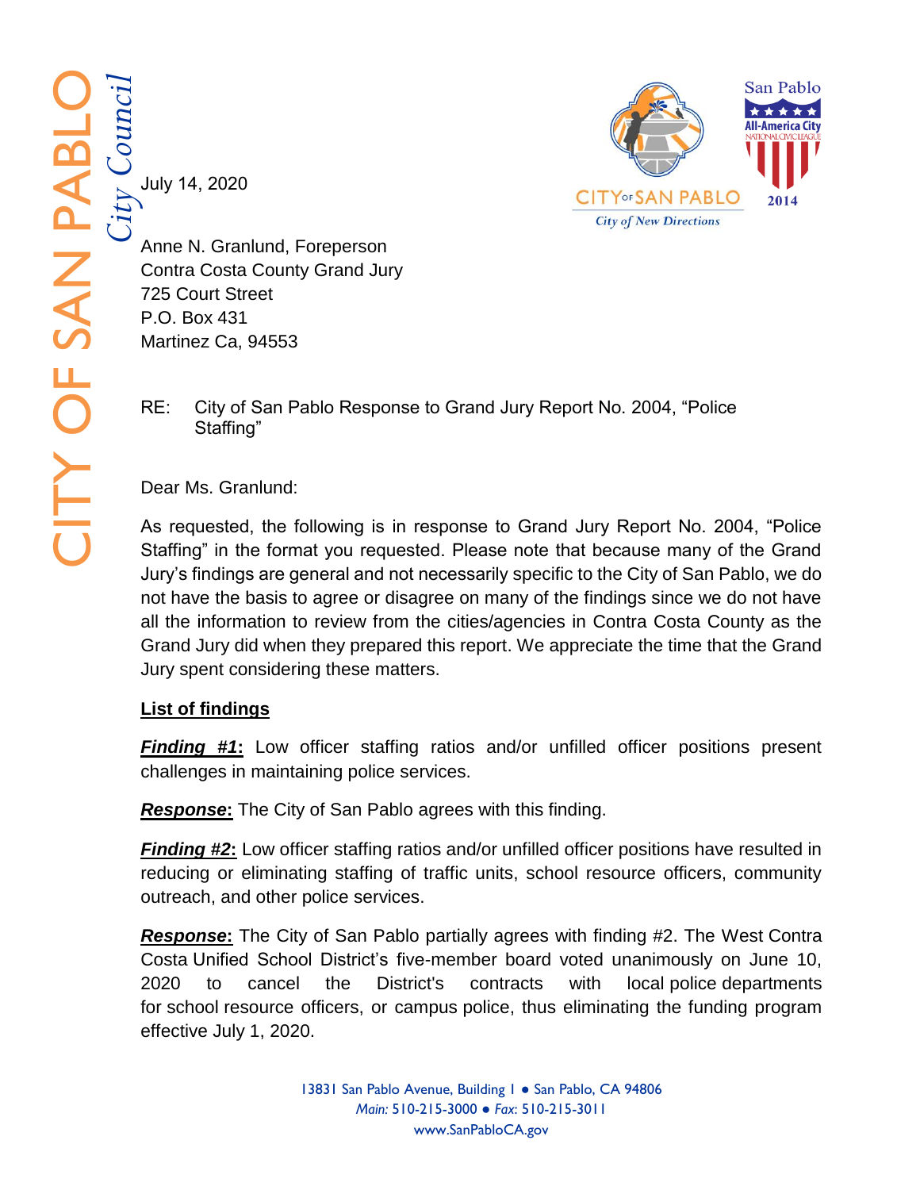CITY OF SAN PABLO *City Council*

July 14, 2020

Anne N. Granlund, Foreperson
Contra Costa County Grand Jury
725 Court Street
P.O. Box 431
Martinez Ca, 94553

RE: City of San Pablo Response to Grand Jury Report No. 2004, "Police Staffing"

Dear Ms. Granlund:

As requested, the following is in response to Grand Jury Report No. 2004, "Police Staffing" in the format you requested. Please note that because many of the Grand Jury's findings are general and not necessarily specific to the City of San Pablo, we do not have the basis to agree or disagree on many of the findings since we do not have all the information to review from the cities/agencies in Contra Costa County as the Grand Jury did when they prepared this report. We appreciate the time that the Grand Jury spent considering these matters.

**List of findings**

***Finding #1*****:** Low officer staffing ratios and/or unfilled officer positions present challenges in maintaining police services.

***Response*****:** The City of San Pablo agrees with this finding.

***Finding #2*****:** Low officer staffing ratios and/or unfilled officer positions have resulted in reducing or eliminating staffing of traffic units, school resource officers, community outreach, and other police services.

***Response*****:** The City of San Pablo partially agrees with finding #2. The West Contra Costa Unified School District's five-member board voted unanimously on June 10, 2020 to cancel the District's contracts with local police departments for school resource officers, or campus police, thus eliminating the funding program effective July 1, 2020.

13831 San Pablo Avenue, Building 1 ● San Pablo, CA 94806
*Main:* 510-215-3000 ● *Fax:* 510-215-3011
www.SanPabloCA.gov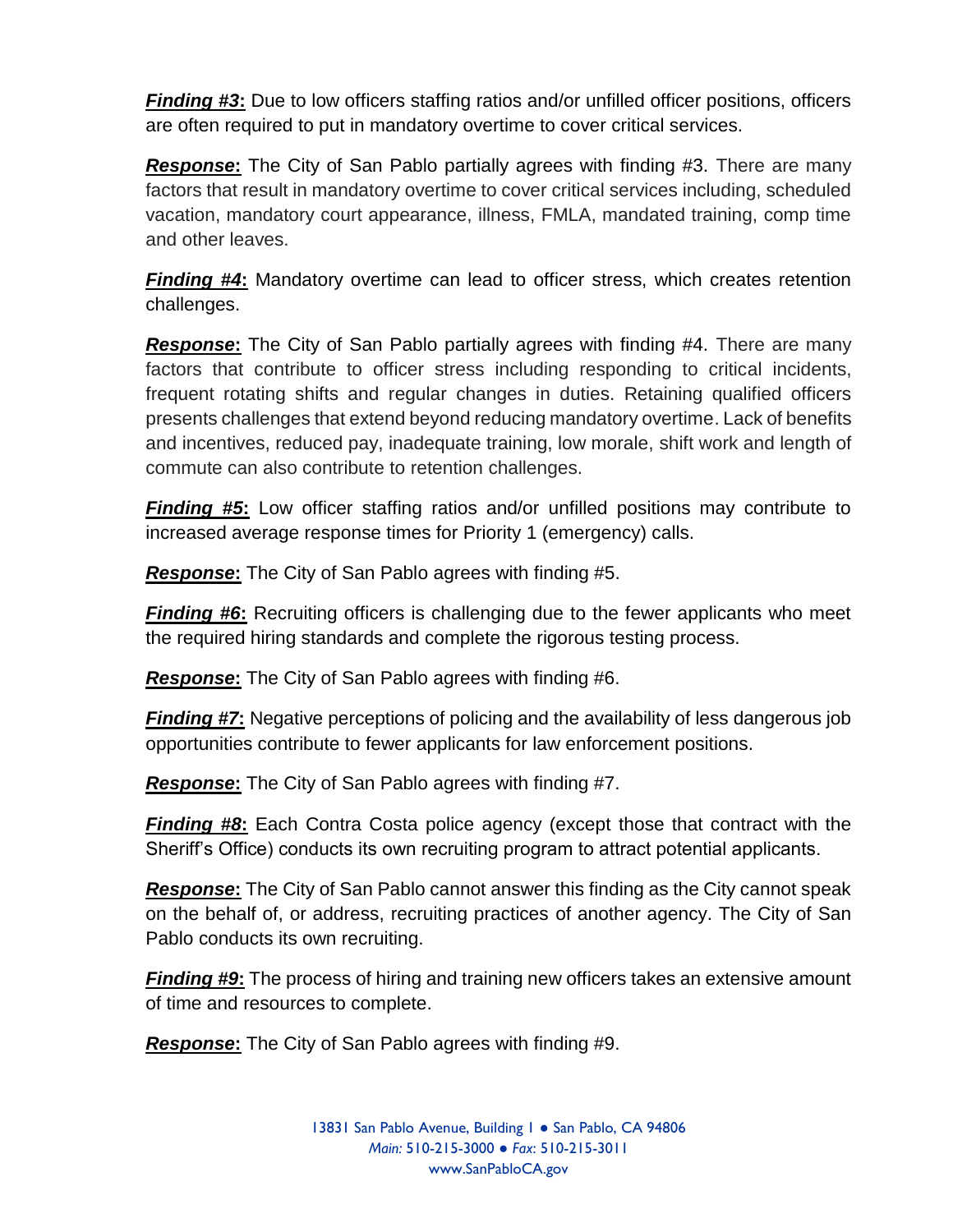***Finding #3*:** Due to low officers staffing ratios and/or unfilled officer positions, officers are often required to put in mandatory overtime to cover critical services.

***Response*:** The City of San Pablo partially agrees with finding #3. There are many factors that result in mandatory overtime to cover critical services including, scheduled vacation, mandatory court appearance, illness, FMLA, mandated training, comp time and other leaves.

***Finding #4*:** Mandatory overtime can lead to officer stress, which creates retention challenges.

***Response*:** The City of San Pablo partially agrees with finding #4. There are many factors that contribute to officer stress including responding to critical incidents, frequent rotating shifts and regular changes in duties. Retaining qualified officers presents challenges that extend beyond reducing mandatory overtime. Lack of benefits and incentives, reduced pay, inadequate training, low morale, shift work and length of commute can also contribute to retention challenges.

***Finding #5*:** Low officer staffing ratios and/or unfilled positions may contribute to increased average response times for Priority 1 (emergency) calls.

***Response*:** The City of San Pablo agrees with finding #5.

***Finding #6*:** Recruiting officers is challenging due to the fewer applicants who meet the required hiring standards and complete the rigorous testing process.

***Response*:** The City of San Pablo agrees with finding #6.

***Finding #7*:** Negative perceptions of policing and the availability of less dangerous job opportunities contribute to fewer applicants for law enforcement positions.

***Response*:** The City of San Pablo agrees with finding #7.

***Finding #8*:** Each Contra Costa police agency (except those that contract with the Sheriff's Office) conducts its own recruiting program to attract potential applicants.

***Response*:** The City of San Pablo cannot answer this finding as the City cannot speak on the behalf of, or address, recruiting practices of another agency. The City of San Pablo conducts its own recruiting.

***Finding #9*:** The process of hiring and training new officers takes an extensive amount of time and resources to complete.

***Response*:** The City of San Pablo agrees with finding #9.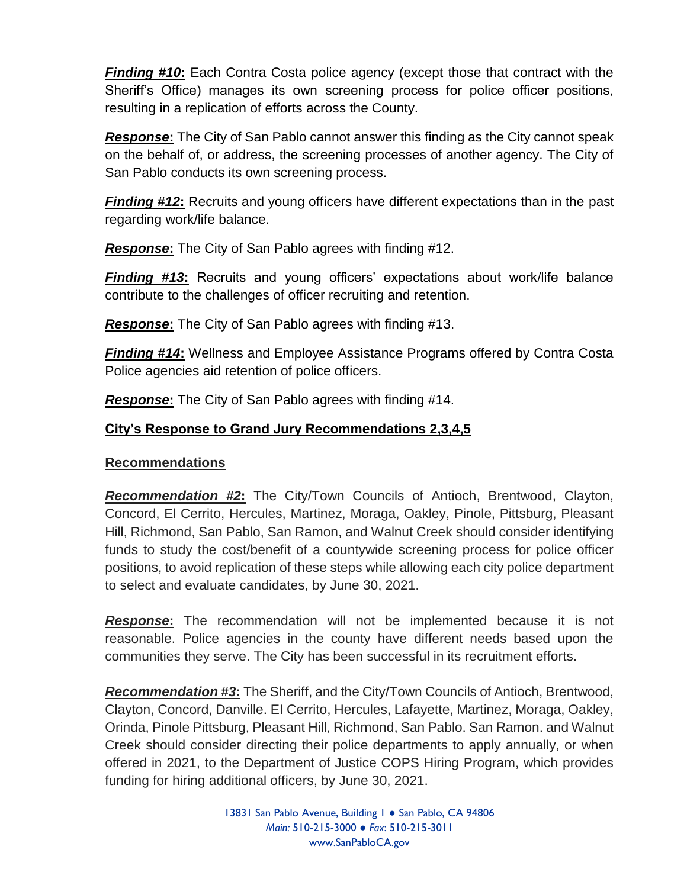***Finding #10*:** Each Contra Costa police agency (except those that contract with the Sheriff's Office) manages its own screening process for police officer positions, resulting in a replication of efforts across the County.

***Response*:** The City of San Pablo cannot answer this finding as the City cannot speak on the behalf of, or address, the screening processes of another agency. The City of San Pablo conducts its own screening process.

***Finding #12*:** Recruits and young officers have different expectations than in the past regarding work/life balance.

***Response*:** The City of San Pablo agrees with finding #12.

***Finding #13*:** Recruits and young officers' expectations about work/life balance contribute to the challenges of officer recruiting and retention.

***Response*:** The City of San Pablo agrees with finding #13.

***Finding #14*:** Wellness and Employee Assistance Programs offered by Contra Costa Police agencies aid retention of police officers.

***Response*:** The City of San Pablo agrees with finding #14.

## City's Response to Grand Jury Recommendations 2,3,4,5

### Recommendations

***Recommendation #2*:** The City/Town Councils of Antioch, Brentwood, Clayton, Concord, El Cerrito, Hercules, Martinez, Moraga, Oakley, Pinole, Pittsburg, Pleasant Hill, Richmond, San Pablo, San Ramon, and Walnut Creek should consider identifying funds to study the cost/benefit of a countywide screening process for police officer positions, to avoid replication of these steps while allowing each city police department to select and evaluate candidates, by June 30, 2021.

***Response*:** The recommendation will not be implemented because it is not reasonable. Police agencies in the county have different needs based upon the communities they serve. The City has been successful in its recruitment efforts.

***Recommendation #3*:** The Sheriff, and the City/Town Councils of Antioch, Brentwood, Clayton, Concord, Danville. El Cerrito, Hercules, Lafayette, Martinez, Moraga, Oakley, Orinda, Pinole Pittsburg, Pleasant Hill, Richmond, San Pablo. San Ramon. and Walnut Creek should consider directing their police departments to apply annually, or when offered in 2021, to the Department of Justice COPS Hiring Program, which provides funding for hiring additional officers, by June 30, 2021.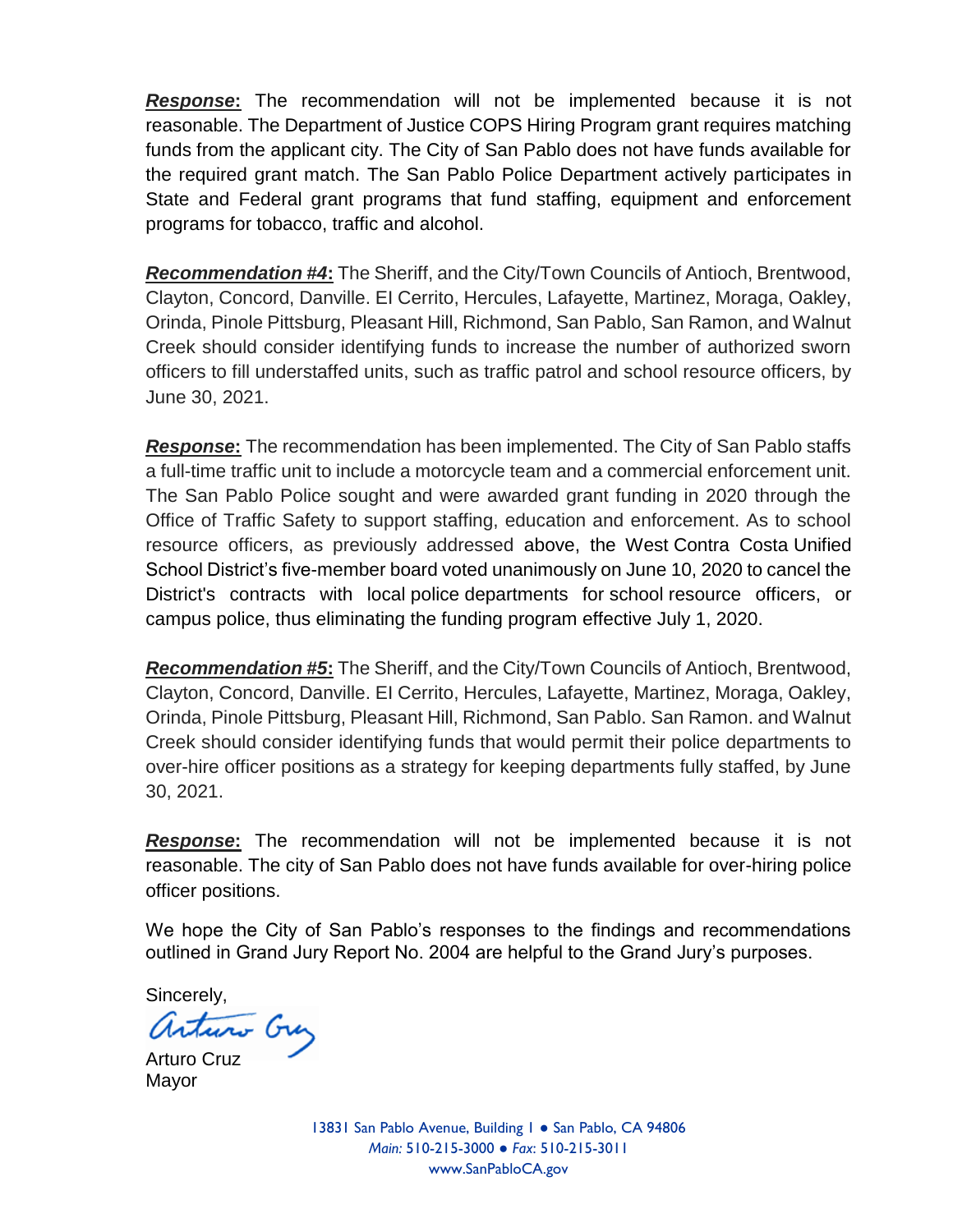***Response*:** The recommendation will not be implemented because it is not reasonable. The Department of Justice COPS Hiring Program grant requires matching funds from the applicant city. The City of San Pablo does not have funds available for the required grant match. The San Pablo Police Department actively participates in State and Federal grant programs that fund staffing, equipment and enforcement programs for tobacco, traffic and alcohol.

***Recommendation #4*:** The Sheriff, and the City/Town Councils of Antioch, Brentwood, Clayton, Concord, Danville. El Cerrito, Hercules, Lafayette, Martinez, Moraga, Oakley, Orinda, Pinole Pittsburg, Pleasant Hill, Richmond, San Pablo, San Ramon, and Walnut Creek should consider identifying funds to increase the number of authorized sworn officers to fill understaffed units, such as traffic patrol and school resource officers, by June 30, 2021.

***Response*:** The recommendation has been implemented. The City of San Pablo staffs a full-time traffic unit to include a motorcycle team and a commercial enforcement unit. The San Pablo Police sought and were awarded grant funding in 2020 through the Office of Traffic Safety to support staffing, education and enforcement. As to school resource officers, as previously addressed above, the West Contra Costa Unified School District's five-member board voted unanimously on June 10, 2020 to cancel the District's contracts with local police departments for school resource officers, or campus police, thus eliminating the funding program effective July 1, 2020.

***Recommendation #5*:** The Sheriff, and the City/Town Councils of Antioch, Brentwood, Clayton, Concord, Danville. El Cerrito, Hercules, Lafayette, Martinez, Moraga, Oakley, Orinda, Pinole Pittsburg, Pleasant Hill, Richmond, San Pablo. San Ramon. and Walnut Creek should consider identifying funds that would permit their police departments to over-hire officer positions as a strategy for keeping departments fully staffed, by June 30, 2021.

***Response*:** The recommendation will not be implemented because it is not reasonable. The city of San Pablo does not have funds available for over-hiring police officer positions.

We hope the City of San Pablo's responses to the findings and recommendations outlined in Grand Jury Report No. 2004 are helpful to the Grand Jury's purposes.

Sincerely,

Arturo Cruz

Arturo Cruz
Mayor

13831 San Pablo Avenue, Building 1 ● San Pablo, CA 94806
*Main:* 510-215-3000 ● *Fax:* 510-215-3011
www.SanPabloCA.gov